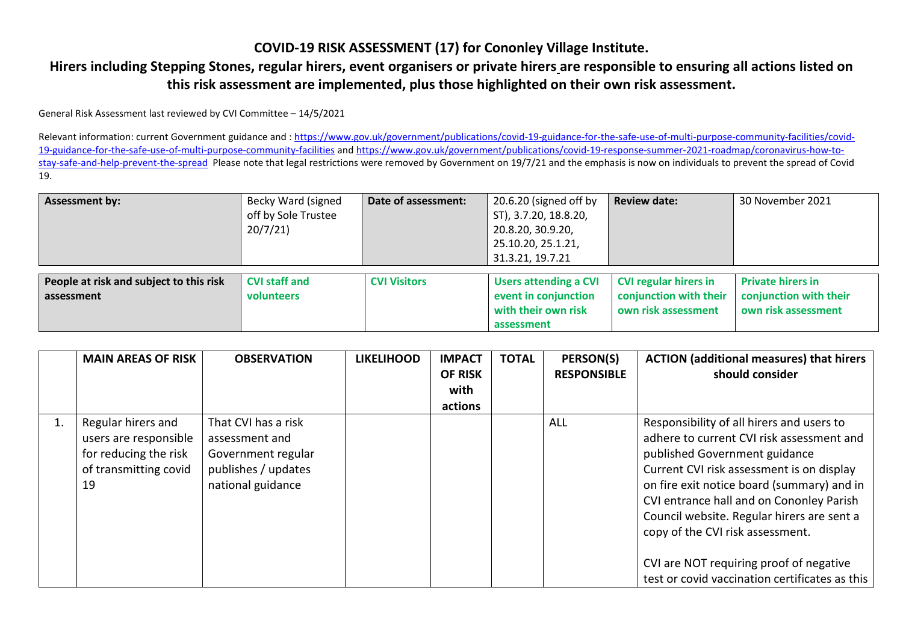# COVID-19 RISK ASSESSMENT (17) for Cononley Village Institute.

## Hirers including Stepping Stones, regular hirers, event organisers or private hirers are responsible to ensuring all actions listed on this risk assessment are implemented, plus those highlighted on their own risk assessment.

General Risk Assessment last reviewed by CVI Committee – 14/5/2021

Relevant information: current Government guidance and : https://www.gov.uk/government/publications/covid-19-guidance-for-the-safe-use-of-multi-purpose-community-facilities/covid-19-guidance-for-the-safe-use-of-multi-purpose-community-facilities and https://www.gov.uk/government/publications/covid-19-response-summer-2021-roadmap/coronavirus-how-to-stay-safe-and-help-prevent-the-spread Please note that legal restrictions were removed by Government on 19/7/21 and the emphasis is now on individuals to prevent the spread of Covid 19.

| **Assessment by:** | Becky Ward (signed off by Sole Trustee 20/7/21) | **Date of assessment:** | 20.6.20 (signed off by ST), 3.7.20, 18.8.20, 20.8.20, 30.9.20, 25.10.20, 25.1.21, 31.3.21, 19.7.21 | **Review date:** | 30 November 2021 |
|---|---|---|---|---|---|

| **People at risk and subject to this risk assessment** | **CVI staff and volunteers** | **CVI Visitors** | **Users attending a CVI event in conjunction with their own risk assessment** | **CVI regular hirers in conjunction with their own risk assessment** | **Private hirers in conjunction with their own risk assessment** |
|---|---|---|---|---|---|

| | **MAIN AREAS OF RISK** | **OBSERVATION** | **LIKELIHOOD** | **IMPACT OF RISK with actions** | **TOTAL** | **PERSON(S) RESPONSIBLE** | **ACTION (additional measures) that hirers should consider** |
|---|---|---|---|---|---|---|---|
| 1. | Regular hirers and users are responsible for reducing the risk of transmitting covid 19 | That CVI has a risk assessment and Government regular publishes / updates national guidance | | | | ALL | Responsibility of all hirers and users to adhere to current CVI risk assessment and published Government guidance<br>Current CVI risk assessment is on display on fire exit notice board (summary) and in CVI entrance hall and on Cononley Parish Council website. Regular hirers are sent a copy of the CVI risk assessment.<br><br>CVI are NOT requiring proof of negative test or covid vaccination certificates as this |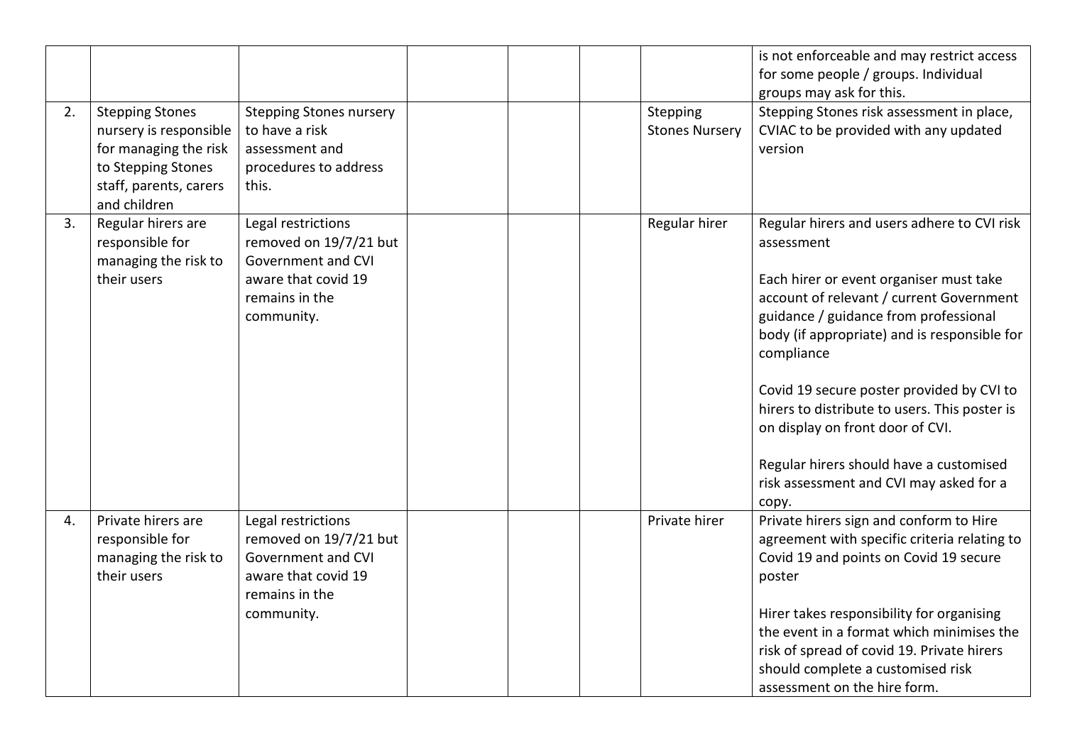| | | | | | | | |
|---|---|---|---|---|---|---|---|
| | | | | | | | is not enforceable and may restrict access for some people / groups. Individual groups may ask for this. |
| 2. | Stepping Stones nursery is responsible for managing the risk to Stepping Stones staff, parents, carers and children | Stepping Stones nursery to have a risk assessment and procedures to address this. | | | | Stepping Stones Nursery | Stepping Stones risk assessment in place, CVIAC to be provided with any updated version |
| 3. | Regular hirers are responsible for managing the risk to their users | Legal restrictions removed on 19/7/21 but Government and CVI aware that covid 19 remains in the community. | | | | Regular hirer | Regular hirers and users adhere to CVI risk assessment<br><br>Each hirer or event organiser must take account of relevant / current Government guidance / guidance from professional body (if appropriate) and is responsible for compliance<br><br>Covid 19 secure poster provided by CVI to hirers to distribute to users. This poster is on display on front door of CVI.<br><br>Regular hirers should have a customised risk assessment and CVI may asked for a copy. |
| 4. | Private hirers are responsible for managing the risk to their users | Legal restrictions removed on 19/7/21 but Government and CVI aware that covid 19 remains in the community. | | | | Private hirer | Private hirers sign and conform to Hire agreement with specific criteria relating to Covid 19 and points on Covid 19 secure poster<br><br>Hirer takes responsibility for organising the event in a format which minimises the risk of spread of covid 19. Private hirers should complete a customised risk assessment on the hire form. |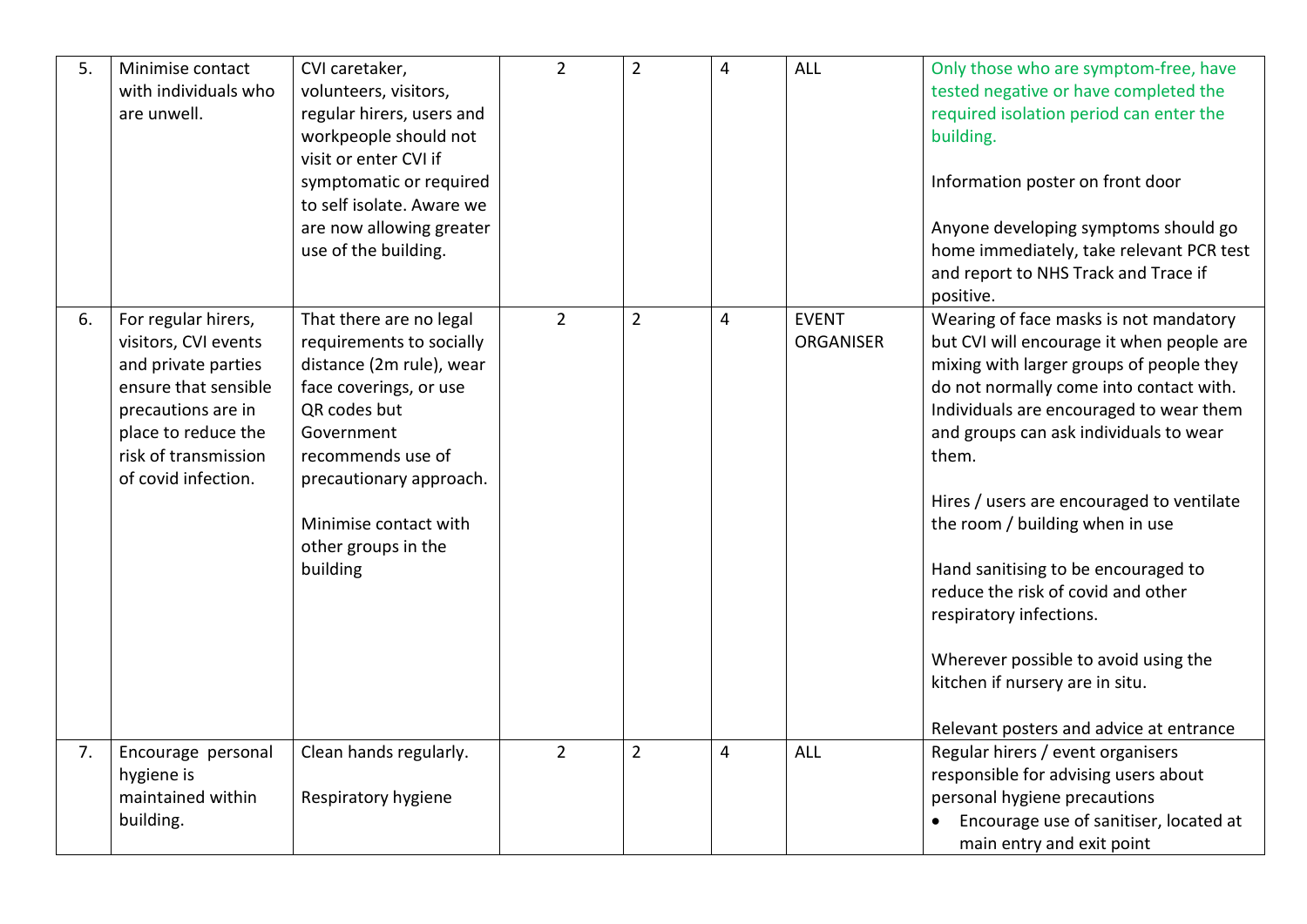| 5. | Minimise contact with individuals who are unwell. | CVI caretaker, volunteers, visitors, regular hirers, users and workpeople should not visit or enter CVI if symptomatic or required to self isolate. Aware we are now allowing greater use of the building. | 2 | 2 | 4 | ALL | Only those who are symptom-free, have tested negative or have completed the required isolation period can enter the building.<br><br>Information poster on front door<br><br>Anyone developing symptoms should go home immediately, take relevant PCR test and report to NHS Track and Trace if positive. |
|---|---|---|---|---|---|---|---|
| 6. | For regular hirers, visitors, CVI events and private parties ensure that sensible precautions are in place to reduce the risk of transmission of covid infection. | That there are no legal requirements to socially distance (2m rule), wear face coverings, or use QR codes but Government recommends use of precautionary approach.<br><br>Minimise contact with other groups in the building | 2 | 2 | 4 | EVENT ORGANISER | Wearing of face masks is not mandatory but CVI will encourage it when people are mixing with larger groups of people they do not normally come into contact with. Individuals are encouraged to wear them and groups can ask individuals to wear them.<br><br>Hires / users are encouraged to ventilate the room / building when in use<br><br>Hand sanitising to be encouraged to reduce the risk of covid and other respiratory infections.<br><br>Wherever possible to avoid using the kitchen if nursery are in situ.<br><br>Relevant posters and advice at entrance |
| 7. | Encourage personal hygiene is maintained within building. | Clean hands regularly.<br><br>Respiratory hygiene | 2 | 2 | 4 | ALL | Regular hirers / event organisers responsible for advising users about personal hygiene precautions<br>• Encourage use of sanitiser, located at main entry and exit point |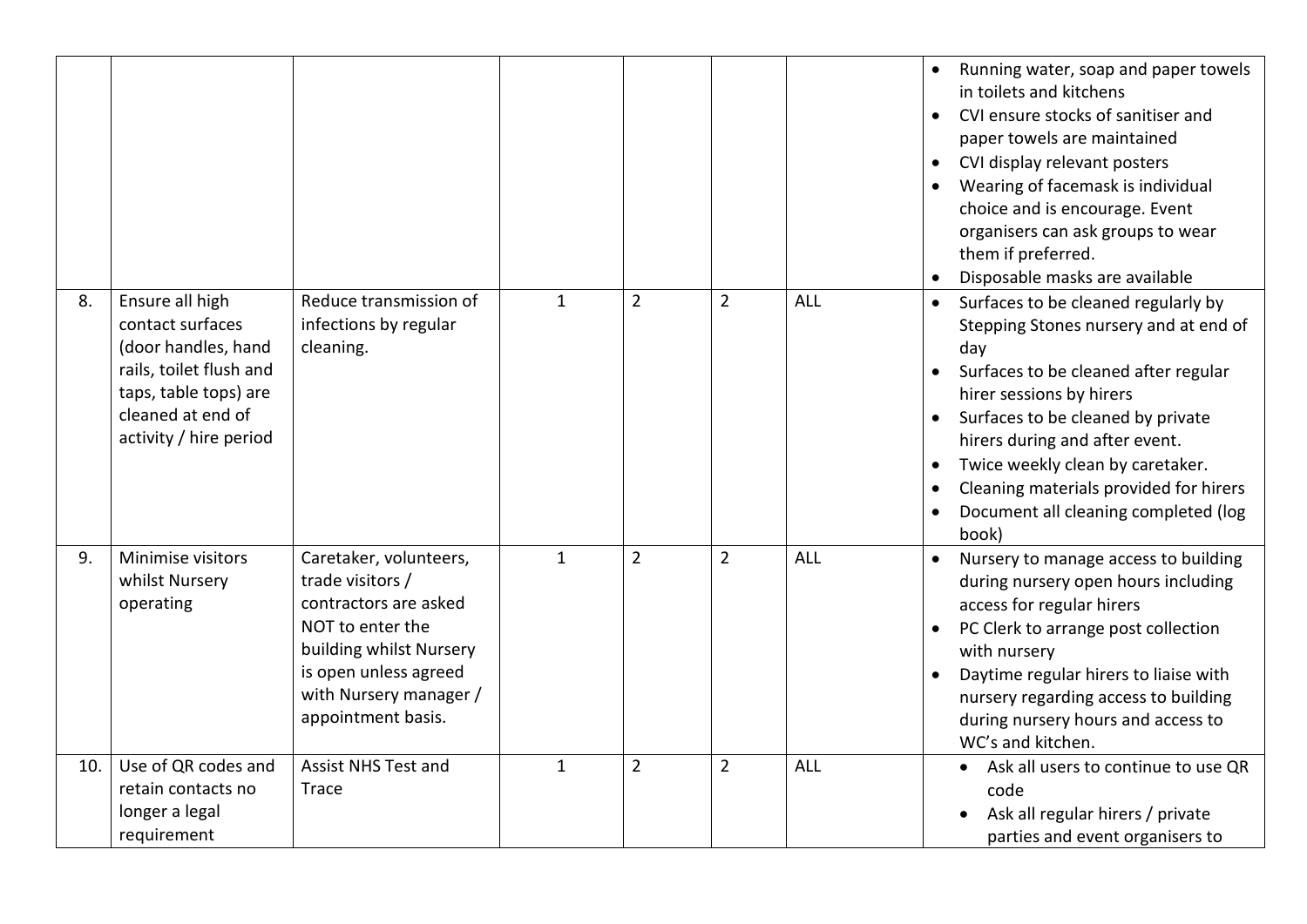| | | | | | | | |
|---|---|---|---|---|---|---|---|
| | | | | | | | • Running water, soap and paper towels in toilets and kitchens<br>• CVI ensure stocks of sanitiser and paper towels are maintained<br>• CVI display relevant posters<br>• Wearing of facemask is individual choice and is encourage. Event organisers can ask groups to wear them if preferred.<br>• Disposable masks are available |
| 8. | Ensure all high contact surfaces (door handles, hand rails, toilet flush and taps, table tops) are cleaned at end of activity / hire period | Reduce transmission of infections by regular cleaning. | 1 | 2 | 2 | ALL | • Surfaces to be cleaned regularly by Stepping Stones nursery and at end of day<br>• Surfaces to be cleaned after regular hirer sessions by hirers<br>• Surfaces to be cleaned by private hirers during and after event.<br>• Twice weekly clean by caretaker.<br>• Cleaning materials provided for hirers<br>• Document all cleaning completed (log book) |
| 9. | Minimise visitors whilst Nursery operating | Caretaker, volunteers, trade visitors / contractors are asked NOT to enter the building whilst Nursery is open unless agreed with Nursery manager / appointment basis. | 1 | 2 | 2 | ALL | • Nursery to manage access to building during nursery open hours including access for regular hirers<br>• PC Clerk to arrange post collection with nursery<br>• Daytime regular hirers to liaise with nursery regarding access to building during nursery hours and access to WC's and kitchen. |
| 10. | Use of QR codes and retain contacts no longer a legal requirement | Assist NHS Test and Trace | 1 | 2 | 2 | ALL | • Ask all users to continue to use QR code<br>• Ask all regular hirers / private parties and event organisers to |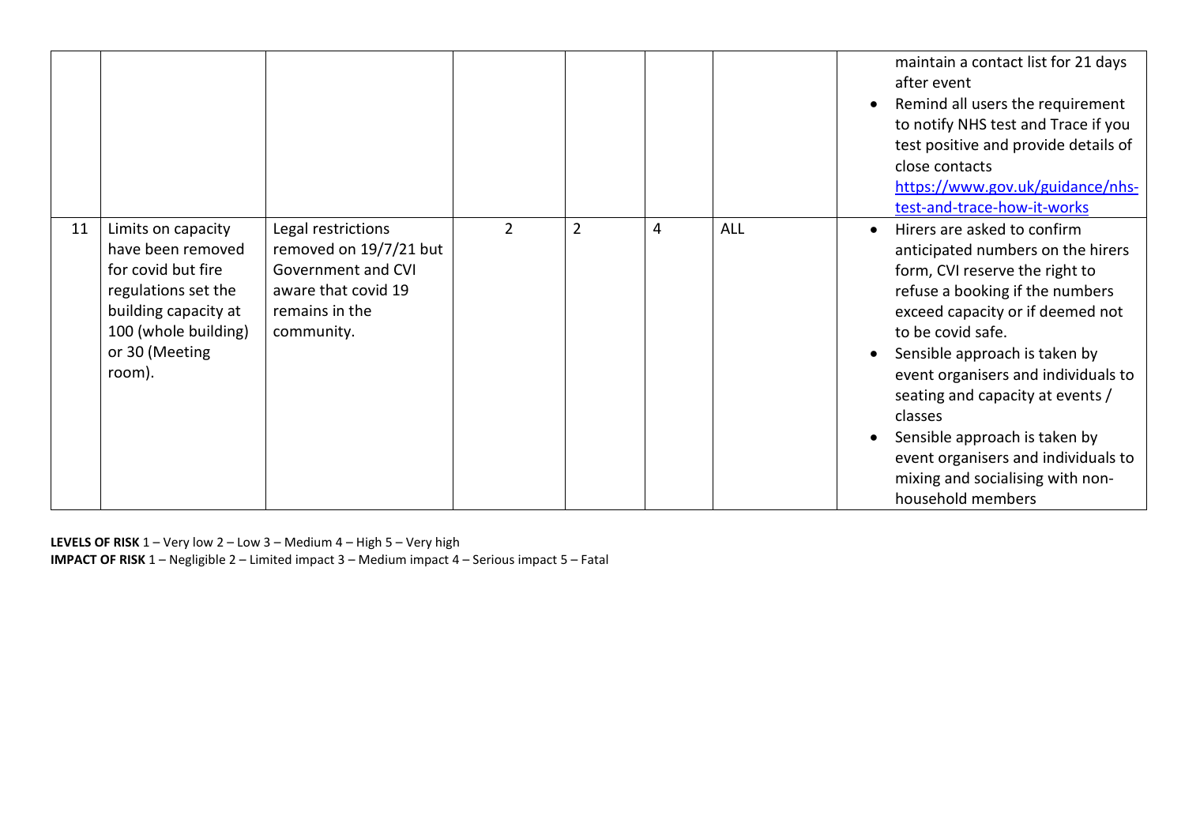| | | | | | | | |
|---|---|---|---|---|---|---|---|
| | | | | | | | maintain a contact list for 21 days after event<br>• Remind all users the requirement to notify NHS test and Trace if you test positive and provide details of close contacts https://www.gov.uk/guidance/nhs-test-and-trace-how-it-works |
| 11 | Limits on capacity have been removed for covid but fire regulations set the building capacity at 100 (whole building) or 30 (Meeting room). | Legal restrictions removed on 19/7/21 but Government and CVI aware that covid 19 remains in the community. | 2 | 2 | 4 | ALL | • Hirers are asked to confirm anticipated numbers on the hirers form, CVI reserve the right to refuse a booking if the numbers exceed capacity or if deemed not to be covid safe.<br>• Sensible approach is taken by event organisers and individuals to seating and capacity at events / classes<br>• Sensible approach is taken by event organisers and individuals to mixing and socialising with non-household members |

**LEVELS OF RISK** 1 – Very low 2 – Low 3 – Medium 4 – High 5 – Very high
**IMPACT OF RISK** 1 – Negligible 2 – Limited impact 3 – Medium impact 4 – Serious impact 5 – Fatal